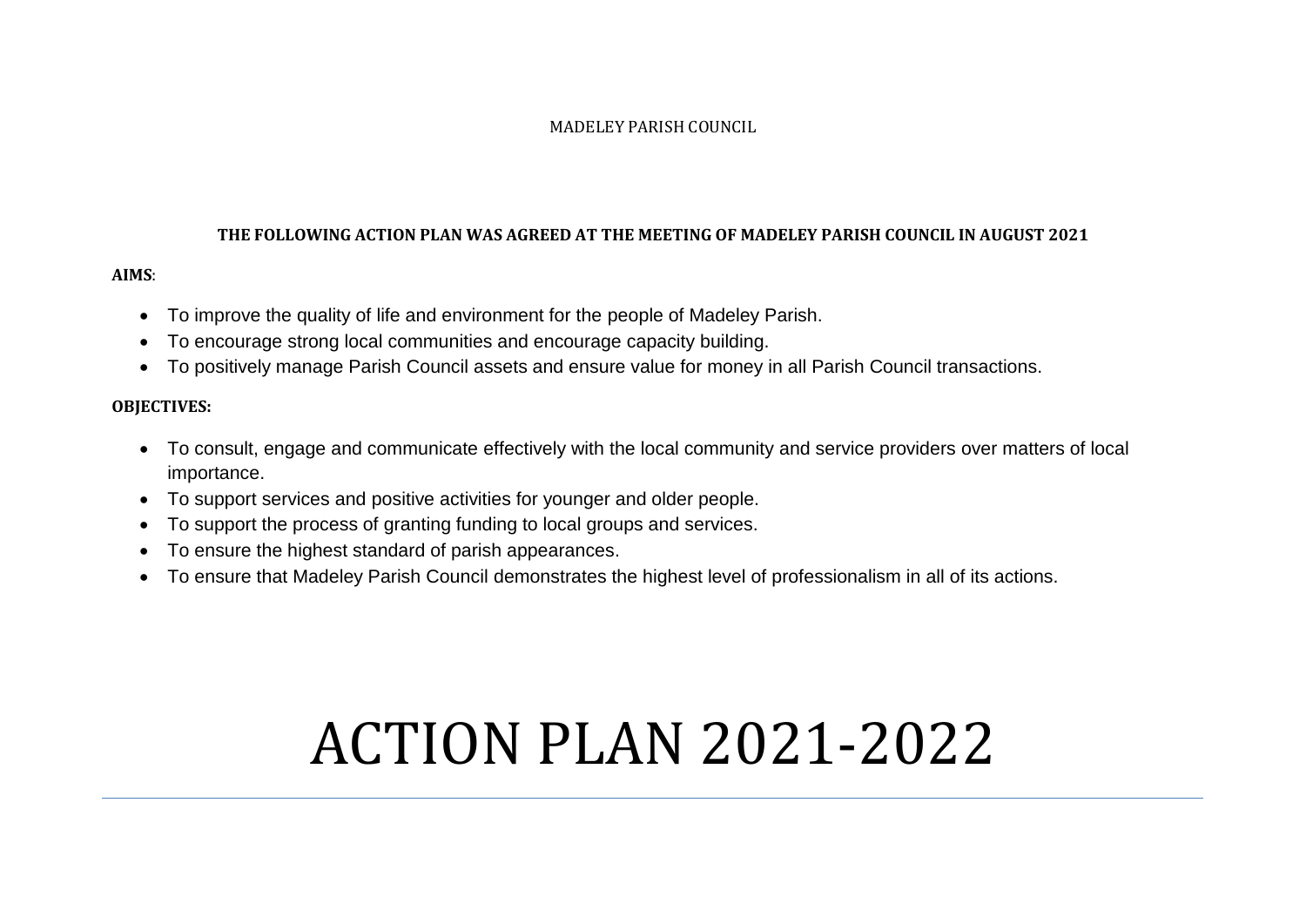MADELEY PARISH COUNCIL

**THE FOLLOWING ACTION PLAN WAS AGREED AT THE MEETING OF MADELEY PARISH COUNCIL IN AUGUST 2021**

**AIMS**:

- To improve the quality of life and environment for the people of Madeley Parish.
- To encourage strong local communities and encourage capacity building.
- To positively manage Parish Council assets and ensure value for money in all Parish Council transactions.

**OBJECTIVES:**

- To consult, engage and communicate effectively with the local community and service providers over matters of local importance.
- To support services and positive activities for younger and older people.
- To support the process of granting funding to local groups and services.
- To ensure the highest standard of parish appearances.
- To ensure that Madeley Parish Council demonstrates the highest level of professionalism in all of its actions.

# ACTION PLAN 2021-2022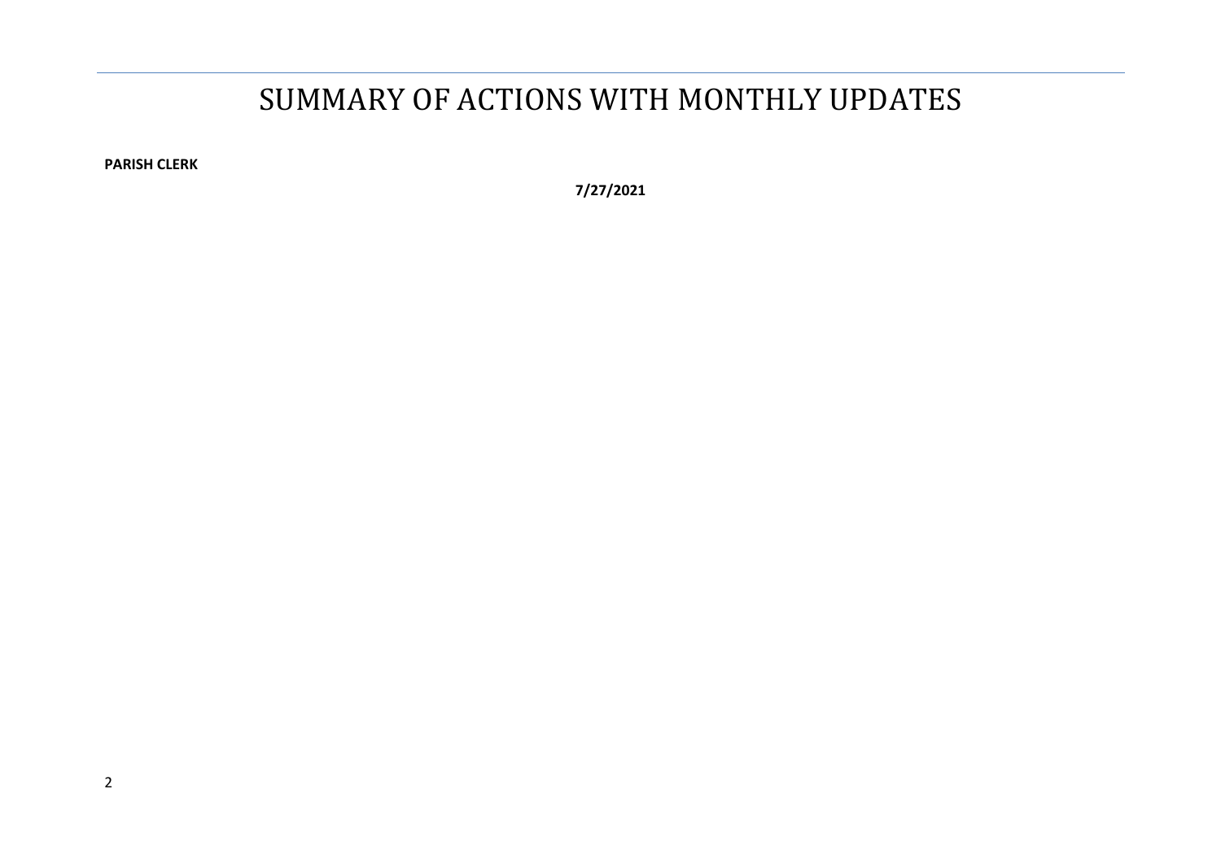# SUMMARY OF ACTIONS WITH MONTHLY UPDATES

**PARISH CLERK**

**7/27/2021**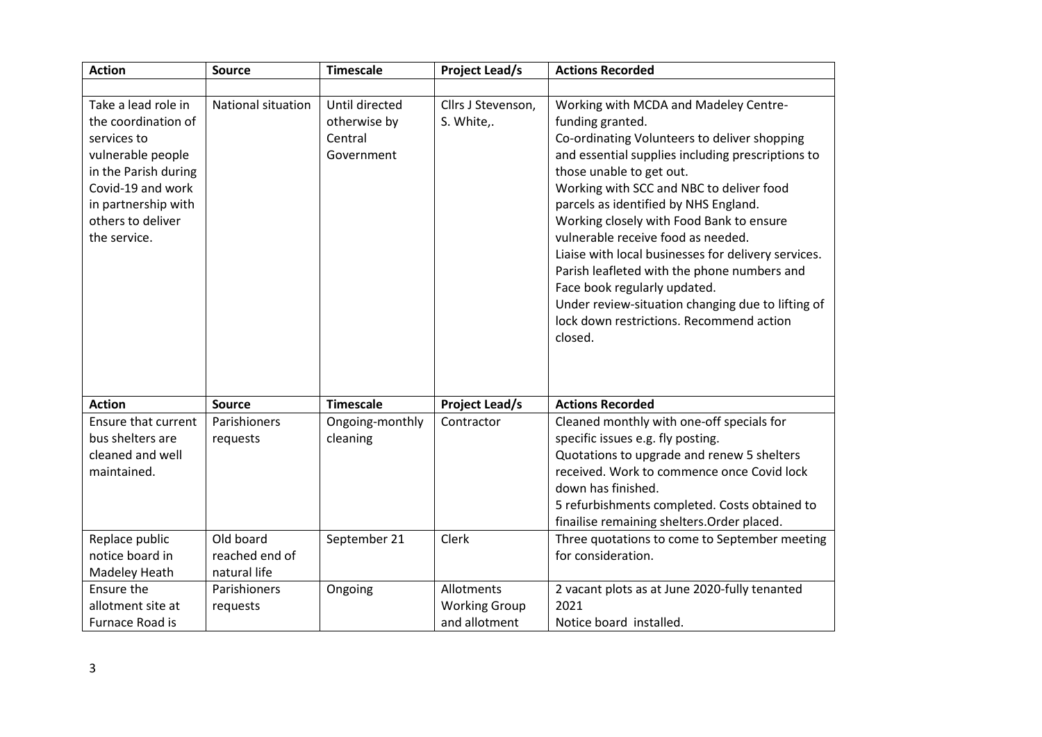| Action | Source | Timescale | Project Lead/s | Actions Recorded |
|---|---|---|---|---|
| | | | | |
| Take a lead role in the coordination of services to vulnerable people in the Parish during Covid-19 and work in partnership with others to deliver the service. | National situation | Until directed otherwise by Central Government | Cllrs J Stevenson, S. White,. | Working with MCDA and Madeley Centre-funding granted.<br>Co-ordinating Volunteers to deliver shopping and essential supplies including prescriptions to those unable to get out.<br>Working with SCC and NBC to deliver food parcels as identified by NHS England.<br>Working closely with Food Bank to ensure vulnerable receive food as needed.<br>Liaise with local businesses for delivery services.<br>Parish leafleted with the phone numbers and Face book regularly updated.<br>Under review-situation changing due to lifting of lock down restrictions. Recommend action closed. |
| **Action** | **Source** | **Timescale** | **Project Lead/s** | **Actions Recorded** |
| Ensure that current bus shelters are cleaned and well maintained. | Parishioners requests | Ongoing-monthly cleaning | Contractor | Cleaned monthly with one-off specials for specific issues e.g. fly posting.<br>Quotations to upgrade and renew 5 shelters received. Work to commence once Covid lock down has finished.<br>5 refurbishments completed. Costs obtained to finalise remaining shelters.Order placed. |
| Replace public notice board in Madeley Heath | Old board reached end of natural life | September 21 | Clerk | Three quotations to come to September meeting for consideration. |
| Ensure the allotment site at Furnace Road is | Parishioners requests | Ongoing | Allotments Working Group and allotment | 2 vacant plots as at June 2020-fully tenanted 2021<br>Notice board installed. |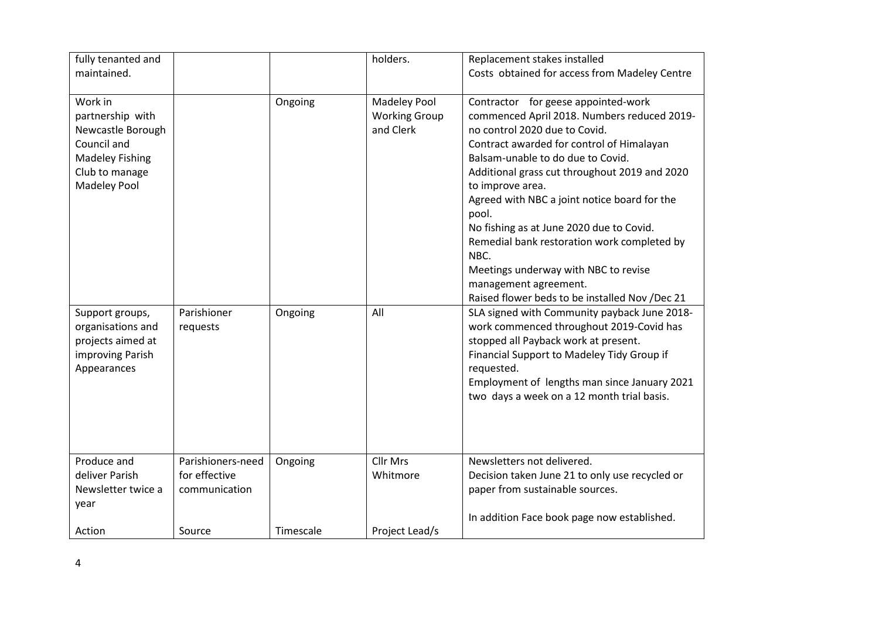| fully tenanted and maintained. | | | holders. | Replacement stakes installed<br>Costs obtained for access from Madeley Centre |
|---|---|---|---|---|
| Work in partnership with Newcastle Borough Council and Madeley Fishing Club to manage Madeley Pool | | Ongoing | Madeley Pool Working Group and Clerk | Contractor for geese appointed-work commenced April 2018. Numbers reduced 2019-no control 2020 due to Covid.<br>Contract awarded for control of Himalayan Balsam-unable to do due to Covid.<br>Additional grass cut throughout 2019 and 2020 to improve area.<br>Agreed with NBC a joint notice board for the pool.<br>No fishing as at June 2020 due to Covid.<br>Remedial bank restoration work completed by NBC.<br>Meetings underway with NBC to revise management agreement.<br>Raised flower beds to be installed Nov /Dec 21 |
| Support groups, organisations and projects aimed at improving Parish Appearances | Parishioner requests | Ongoing | All | SLA signed with Community payback June 2018-work commenced throughout 2019-Covid has stopped all Payback work at present.<br>Financial Support to Madeley Tidy Group if requested.<br>Employment of lengths man since January 2021 two days a week on a 12 month trial basis. |
| Produce and deliver Parish Newsletter twice a year | Parishioners-need for effective communication | Ongoing | Cllr Mrs Whitmore | Newsletters not delivered.<br>Decision taken June 21 to only use recycled or paper from sustainable sources.<br><br>In addition Face book page now established. |
| Action | Source | Timescale | Project Lead/s | |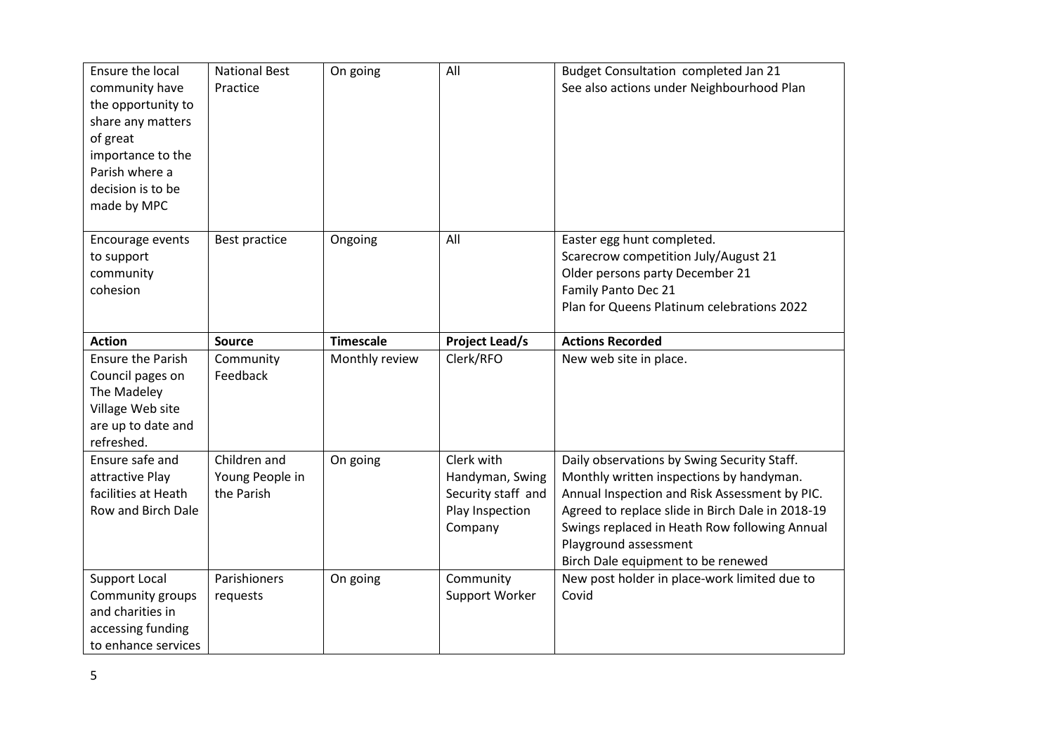| Ensure the local community have the opportunity to share any matters of great importance to the Parish where a decision is to be made by MPC | National Best Practice | On going | All | Budget Consultation completed Jan 21<br>See also actions under Neighbourhood Plan |
|---|---|---|---|---|
| Encourage events to support community cohesion | Best practice | Ongoing | All | Easter egg hunt completed.<br>Scarecrow competition July/August 21<br>Older persons party December 21<br>Family Panto Dec 21<br>Plan for Queens Platinum celebrations 2022 |
| **Action** | **Source** | **Timescale** | **Project Lead/s** | **Actions Recorded** |
| Ensure the Parish Council pages on The Madeley Village Web site are up to date and refreshed. | Community Feedback | Monthly review | Clerk/RFO | New web site in place. |
| Ensure safe and attractive Play facilities at Heath Row and Birch Dale | Children and Young People in the Parish | On going | Clerk with Handyman, Swing Security staff and Play Inspection Company | Daily observations by Swing Security Staff.<br>Monthly written inspections by handyman.<br>Annual Inspection and Risk Assessment by PIC.<br>Agreed to replace slide in Birch Dale in 2018-19<br>Swings replaced in Heath Row following Annual Playground assessment<br>Birch Dale equipment to be renewed |
| Support Local Community groups and charities in accessing funding to enhance services | Parishioners requests | On going | Community Support Worker | New post holder in place-work limited due to Covid |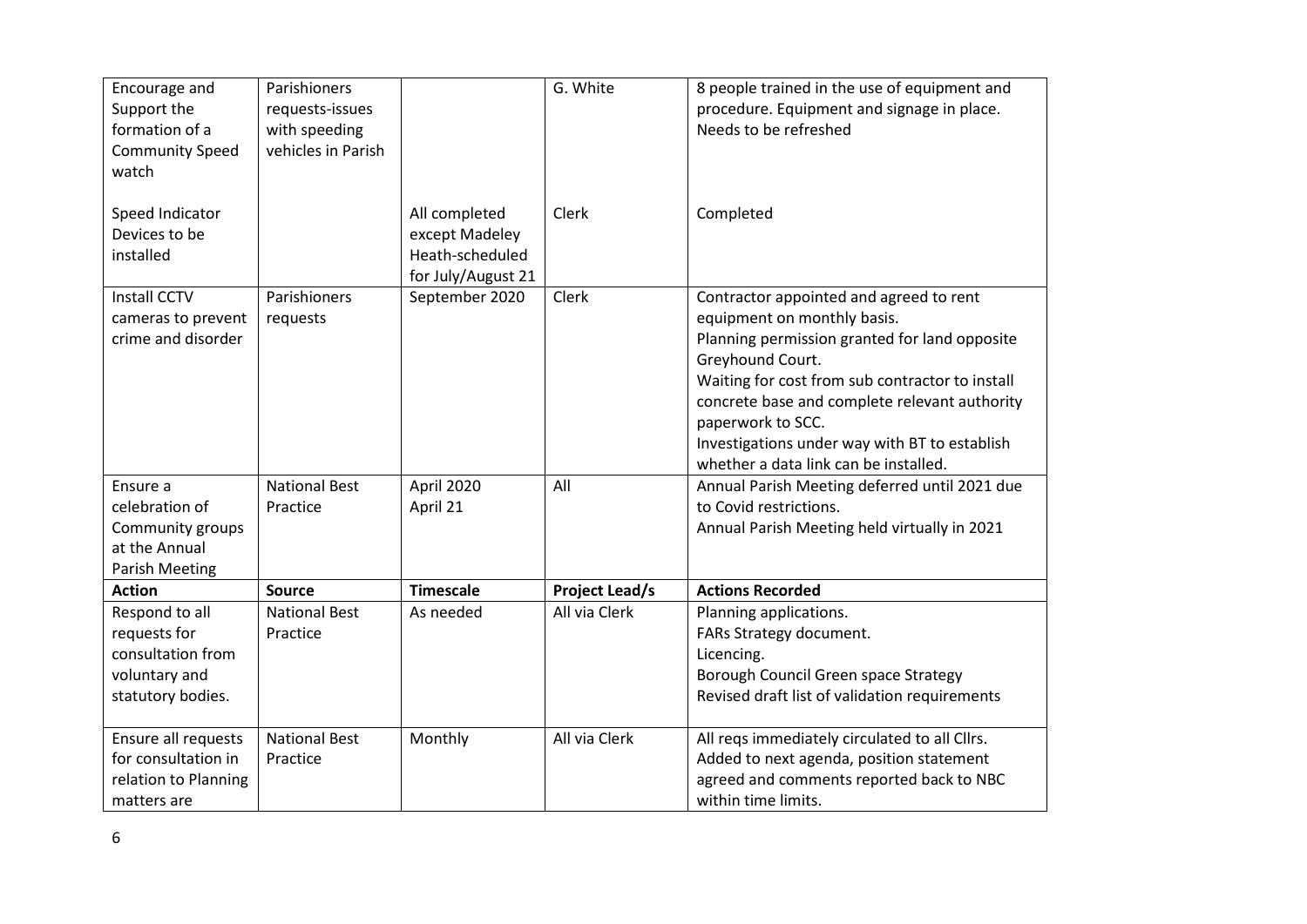| Encourage and Support the formation of a Community Speed watch<br><br>Speed Indicator Devices to be installed | Parishioners requests-issues with speeding vehicles in Parish | <br><br><br><br><br>All completed except Madeley Heath-scheduled for July/August 21 | G. White<br><br><br><br><br>Clerk | 8 people trained in the use of equipment and procedure. Equipment and signage in place. Needs to be refreshed<br><br><br><br>Completed |
|---|---|---|---|---|
| Install CCTV cameras to prevent crime and disorder | Parishioners requests | September 2020 | Clerk | Contractor appointed and agreed to rent equipment on monthly basis.<br>Planning permission granted for land opposite Greyhound Court.<br>Waiting for cost from sub contractor to install concrete base and complete relevant authority paperwork to SCC.<br>Investigations under way with BT to establish whether a data link can be installed. |
| Ensure a celebration of Community groups at the Annual Parish Meeting | National Best Practice | April 2020<br>April 21 | All | Annual Parish Meeting deferred until 2021 due to Covid restrictions.<br>Annual Parish Meeting held virtually in 2021 |
| **Action** | **Source** | **Timescale** | **Project Lead/s** | **Actions Recorded** |
| Respond to all requests for consultation from voluntary and statutory bodies. | National Best Practice | As needed | All via Clerk | Planning applications.<br>FARs Strategy document.<br>Licencing.<br>Borough Council Green space Strategy<br>Revised draft list of validation requirements |
| Ensure all requests for consultation in relation to Planning matters are | National Best Practice | Monthly | All via Clerk | All reqs immediately circulated to all Cllrs. Added to next agenda, position statement agreed and comments reported back to NBC within time limits. |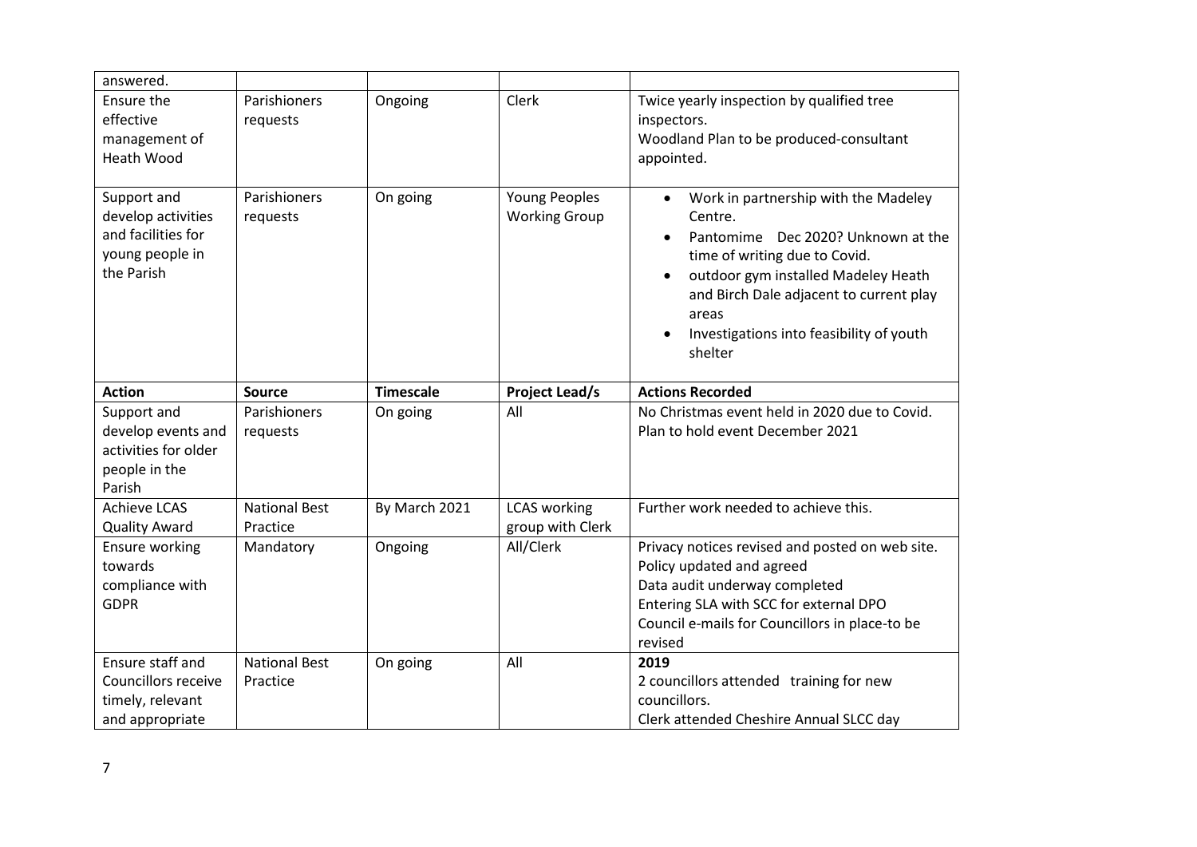| | | | | |
|---|---|---|---|---|
| answered. | | | | |
| Ensure the effective management of Heath Wood | Parishioners requests | Ongoing | Clerk | Twice yearly inspection by qualified tree inspectors.<br>Woodland Plan to be produced-consultant appointed. |
| Support and develop activities and facilities for young people in the Parish | Parishioners requests | On going | Young Peoples Working Group | • Work in partnership with the Madeley Centre.<br>• Pantomime Dec 2020? Unknown at the time of writing due to Covid.<br>• outdoor gym installed Madeley Heath and Birch Dale adjacent to current play areas<br>• Investigations into feasibility of youth shelter |
| **Action** | **Source** | **Timescale** | **Project Lead/s** | **Actions Recorded** |
| Support and develop events and activities for older people in the Parish | Parishioners requests | On going | All | No Christmas event held in 2020 due to Covid. Plan to hold event December 2021 |
| Achieve LCAS Quality Award | National Best Practice | By March 2021 | LCAS working group with Clerk | Further work needed to achieve this. |
| Ensure working towards compliance with GDPR | Mandatory | Ongoing | All/Clerk | Privacy notices revised and posted on web site.<br>Policy updated and agreed<br>Data audit underway completed<br>Entering SLA with SCC for external DPO<br>Council e-mails for Councillors in place-to be revised |
| Ensure staff and Councillors receive timely, relevant and appropriate | National Best Practice | On going | All | **2019**<br>2 councillors attended training for new councillors.<br>Clerk attended Cheshire Annual SLCC day |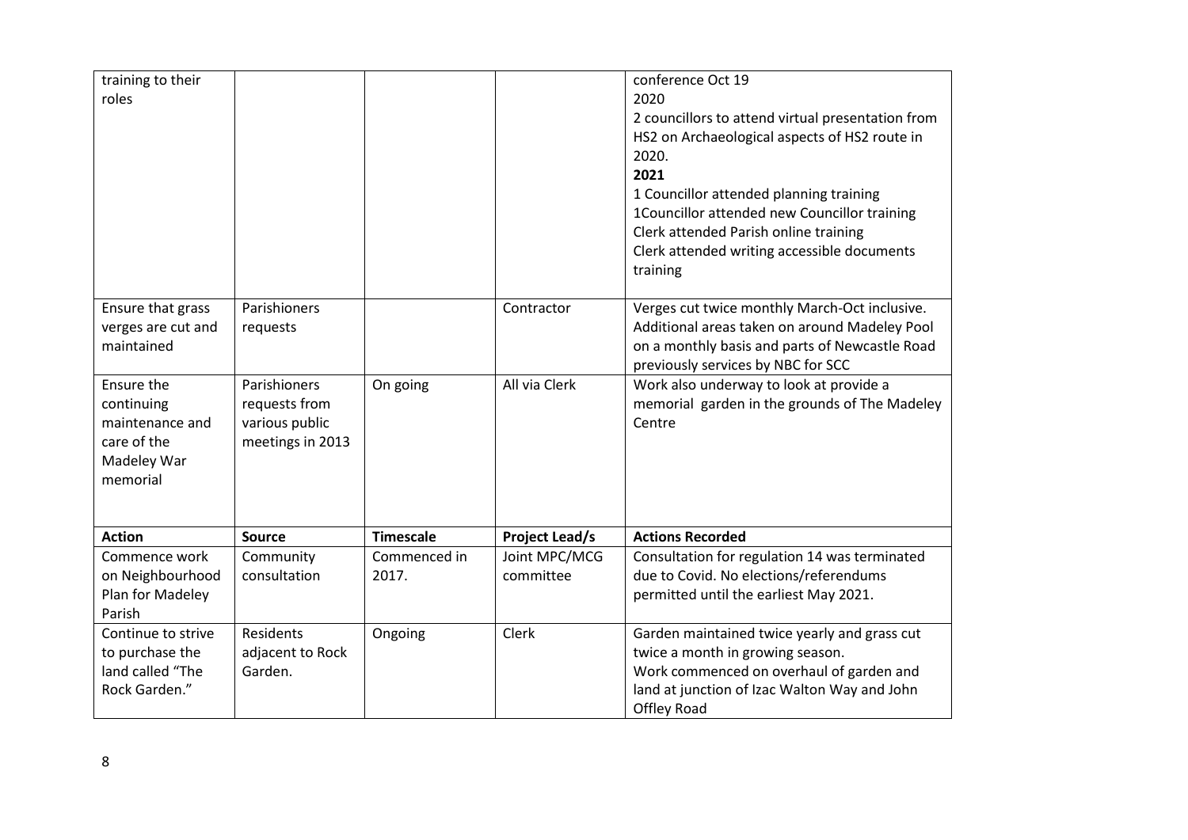| | | | | |
|---|---|---|---|---|
| training to their roles | | | | conference Oct 19<br>2020<br>2 councillors to attend virtual presentation from HS2 on Archaeological aspects of HS2 route in 2020.<br>**2021**<br>1 Councillor attended planning training<br>1Councillor attended new Councillor training<br>Clerk attended Parish online training<br>Clerk attended writing accessible documents training |
| Ensure that grass verges are cut and maintained | Parishioners requests | | Contractor | Verges cut twice monthly March-Oct inclusive. Additional areas taken on around Madeley Pool on a monthly basis and parts of Newcastle Road previously services by NBC for SCC |
| Ensure the continuing maintenance and care of the Madeley War memorial | Parishioners requests from various public meetings in 2013 | On going | All via Clerk | Work also underway to look at provide a memorial garden in the grounds of The Madeley Centre |

| Action | Source | Timescale | Project Lead/s | Actions Recorded |
|---|---|---|---|---|
| Commence work on Neighbourhood Plan for Madeley Parish | Community consultation | Commenced in 2017. | Joint MPC/MCG committee | Consultation for regulation 14 was terminated due to Covid. No elections/referendums permitted until the earliest May 2021. |
| Continue to strive to purchase the land called "The Rock Garden." | Residents adjacent to Rock Garden. | Ongoing | Clerk | Garden maintained twice yearly and grass cut twice a month in growing season.<br>Work commenced on overhaul of garden and land at junction of Izac Walton Way and John Offley Road |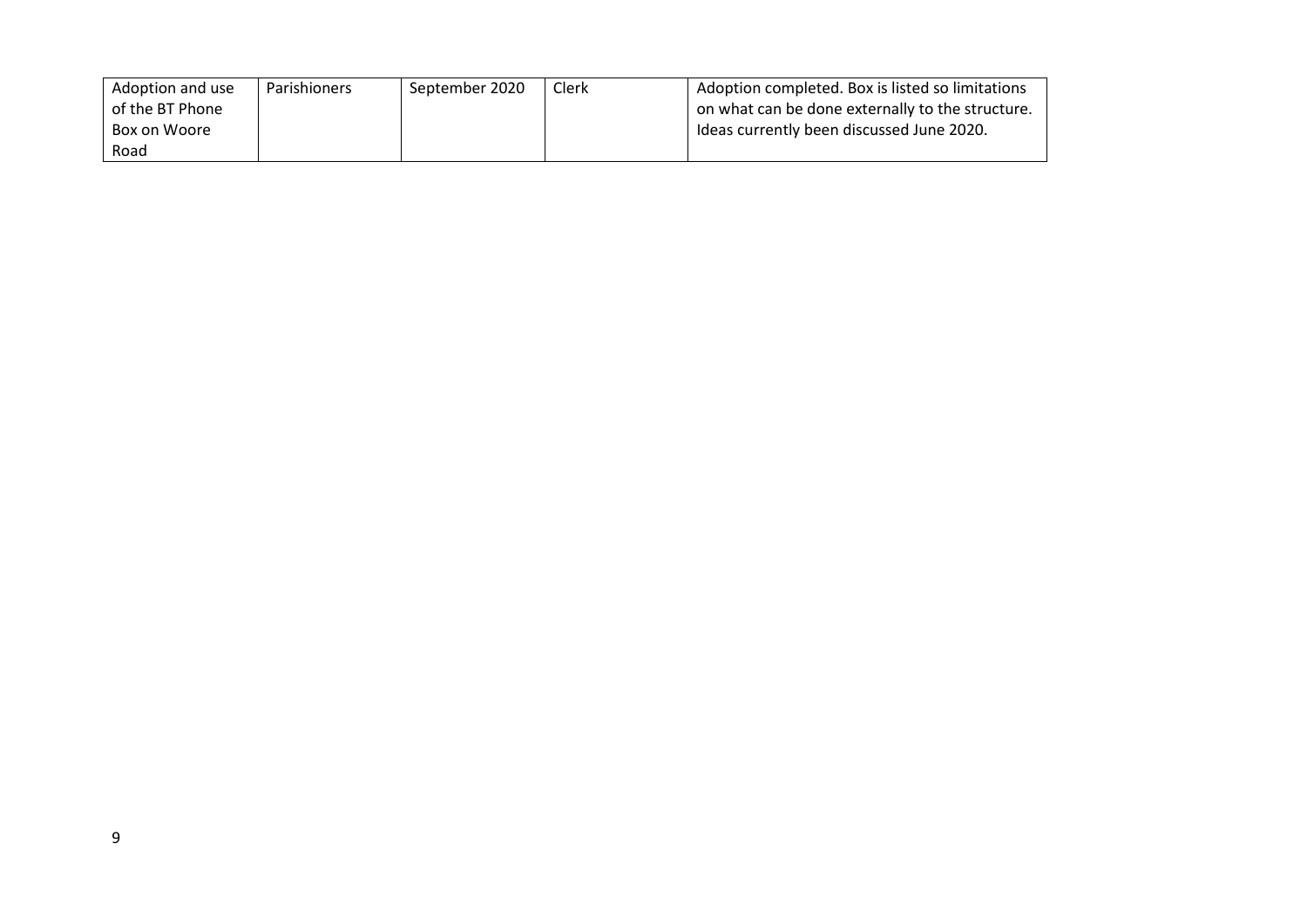| | | | | |
|---|---|---|---|---|
| Adoption and use of the BT Phone Box on Woore Road | Parishioners | September 2020 | Clerk | Adoption completed. Box is listed so limitations on what can be done externally to the structure. Ideas currently been discussed June 2020. |